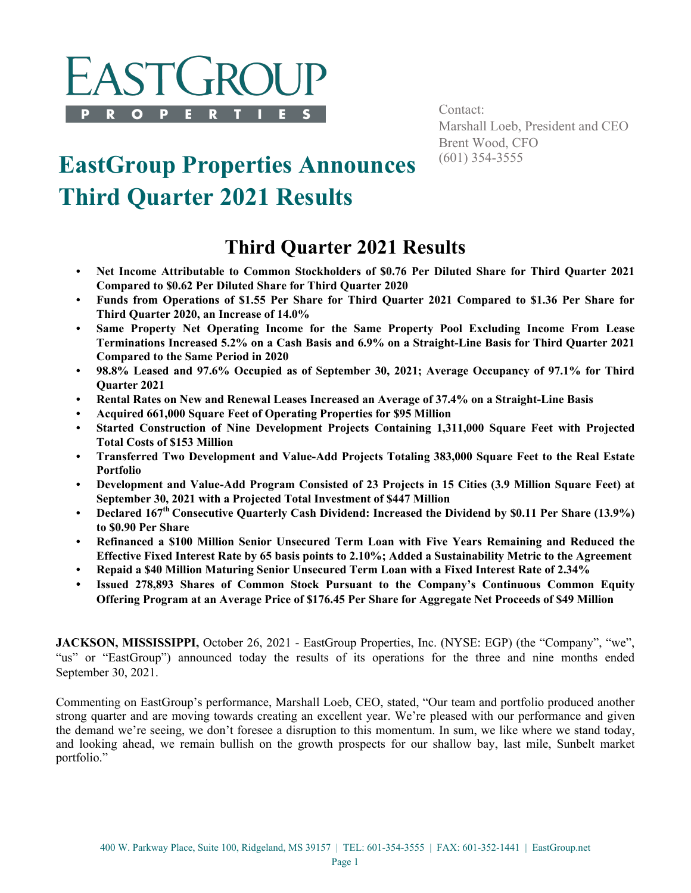# EASTGROUP PROPERTIES

Contact:
Marshall Loeb, President and CEO
Brent Wood, CFO
(601) 354-3555

# EastGroup Properties Announces Third Quarter 2021 Results

## Third Quarter 2021 Results

- **Net Income Attributable to Common Stockholders of $0.76 Per Diluted Share for Third Quarter 2021 Compared to $0.62 Per Diluted Share for Third Quarter 2020**
- **Funds from Operations of $1.55 Per Share for Third Quarter 2021 Compared to $1.36 Per Share for Third Quarter 2020, an Increase of 14.0%**
- **Same Property Net Operating Income for the Same Property Pool Excluding Income From Lease Terminations Increased 5.2% on a Cash Basis and 6.9% on a Straight-Line Basis for Third Quarter 2021 Compared to the Same Period in 2020**
- **98.8% Leased and 97.6% Occupied as of September 30, 2021; Average Occupancy of 97.1% for Third Quarter 2021**
- **Rental Rates on New and Renewal Leases Increased an Average of 37.4% on a Straight-Line Basis**
- **Acquired 661,000 Square Feet of Operating Properties for $95 Million**
- **Started Construction of Nine Development Projects Containing 1,311,000 Square Feet with Projected Total Costs of $153 Million**
- **Transferred Two Development and Value-Add Projects Totaling 383,000 Square Feet to the Real Estate Portfolio**
- **Development and Value-Add Program Consisted of 23 Projects in 15 Cities (3.9 Million Square Feet) at September 30, 2021 with a Projected Total Investment of $447 Million**
- **Declared 167th Consecutive Quarterly Cash Dividend: Increased the Dividend by $0.11 Per Share (13.9%) to $0.90 Per Share**
- **Refinanced a $100 Million Senior Unsecured Term Loan with Five Years Remaining and Reduced the Effective Fixed Interest Rate by 65 basis points to 2.10%; Added a Sustainability Metric to the Agreement**
- **Repaid a $40 Million Maturing Senior Unsecured Term Loan with a Fixed Interest Rate of 2.34%**
- **Issued 278,893 Shares of Common Stock Pursuant to the Company's Continuous Common Equity Offering Program at an Average Price of $176.45 Per Share for Aggregate Net Proceeds of $49 Million**

**JACKSON, MISSISSIPPI,** October 26, 2021 - EastGroup Properties, Inc. (NYSE: EGP) (the "Company", "we", "us" or "EastGroup") announced today the results of its operations for the three and nine months ended September 30, 2021.

Commenting on EastGroup's performance, Marshall Loeb, CEO, stated, "Our team and portfolio produced another strong quarter and are moving towards creating an excellent year. We're pleased with our performance and given the demand we're seeing, we don't foresee a disruption to this momentum. In sum, we like where we stand today, and looking ahead, we remain bullish on the growth prospects for our shallow bay, last mile, Sunbelt market portfolio."

400 W. Parkway Place, Suite 100, Ridgeland, MS 39157 | TEL: 601-354-3555 | FAX: 601-352-1441 | EastGroup.net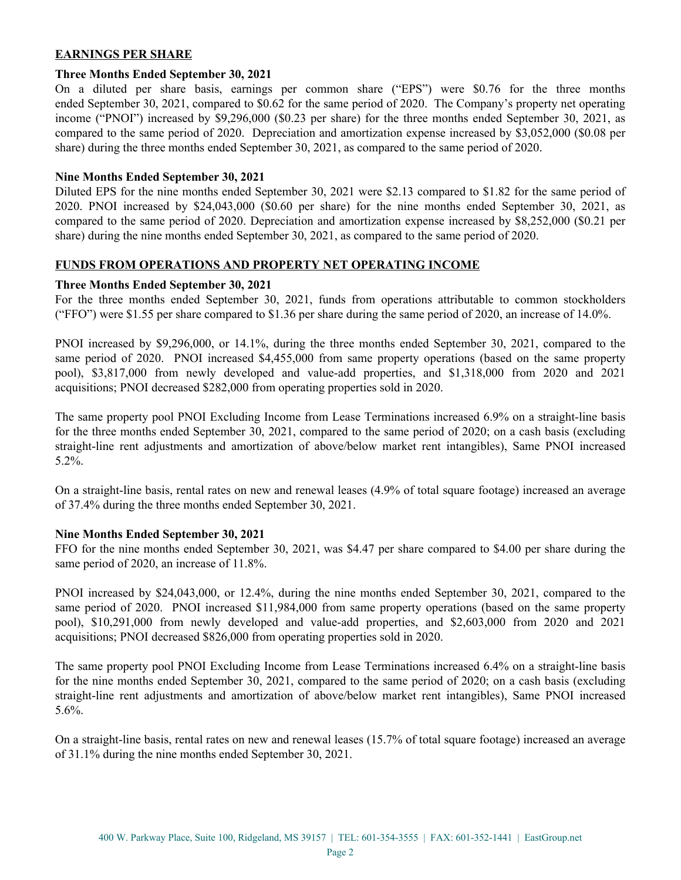## EARNINGS PER SHARE

### Three Months Ended September 30, 2021

On a diluted per share basis, earnings per common share ("EPS") were $0.76 for the three months ended September 30, 2021, compared to $0.62 for the same period of 2020. The Company's property net operating income ("PNOI") increased by $9,296,000 ($0.23 per share) for the three months ended September 30, 2021, as compared to the same period of 2020. Depreciation and amortization expense increased by $3,052,000 ($0.08 per share) during the three months ended September 30, 2021, as compared to the same period of 2020.

### Nine Months Ended September 30, 2021

Diluted EPS for the nine months ended September 30, 2021 were $2.13 compared to $1.82 for the same period of 2020. PNOI increased by $24,043,000 ($0.60 per share) for the nine months ended September 30, 2021, as compared to the same period of 2020. Depreciation and amortization expense increased by $8,252,000 ($0.21 per share) during the nine months ended September 30, 2021, as compared to the same period of 2020.

## FUNDS FROM OPERATIONS AND PROPERTY NET OPERATING INCOME

### Three Months Ended September 30, 2021

For the three months ended September 30, 2021, funds from operations attributable to common stockholders ("FFO") were $1.55 per share compared to $1.36 per share during the same period of 2020, an increase of 14.0%.

PNOI increased by $9,296,000, or 14.1%, during the three months ended September 30, 2021, compared to the same period of 2020. PNOI increased $4,455,000 from same property operations (based on the same property pool), $3,817,000 from newly developed and value-add properties, and $1,318,000 from 2020 and 2021 acquisitions; PNOI decreased $282,000 from operating properties sold in 2020.

The same property pool PNOI Excluding Income from Lease Terminations increased 6.9% on a straight-line basis for the three months ended September 30, 2021, compared to the same period of 2020; on a cash basis (excluding straight-line rent adjustments and amortization of above/below market rent intangibles), Same PNOI increased 5.2%.

On a straight-line basis, rental rates on new and renewal leases (4.9% of total square footage) increased an average of 37.4% during the three months ended September 30, 2021.

### Nine Months Ended September 30, 2021

FFO for the nine months ended September 30, 2021, was $4.47 per share compared to $4.00 per share during the same period of 2020, an increase of 11.8%.

PNOI increased by $24,043,000, or 12.4%, during the nine months ended September 30, 2021, compared to the same period of 2020. PNOI increased $11,984,000 from same property operations (based on the same property pool), $10,291,000 from newly developed and value-add properties, and $2,603,000 from 2020 and 2021 acquisitions; PNOI decreased $826,000 from operating properties sold in 2020.

The same property pool PNOI Excluding Income from Lease Terminations increased 6.4% on a straight-line basis for the nine months ended September 30, 2021, compared to the same period of 2020; on a cash basis (excluding straight-line rent adjustments and amortization of above/below market rent intangibles), Same PNOI increased 5.6%.

On a straight-line basis, rental rates on new and renewal leases (15.7% of total square footage) increased an average of 31.1% during the nine months ended September 30, 2021.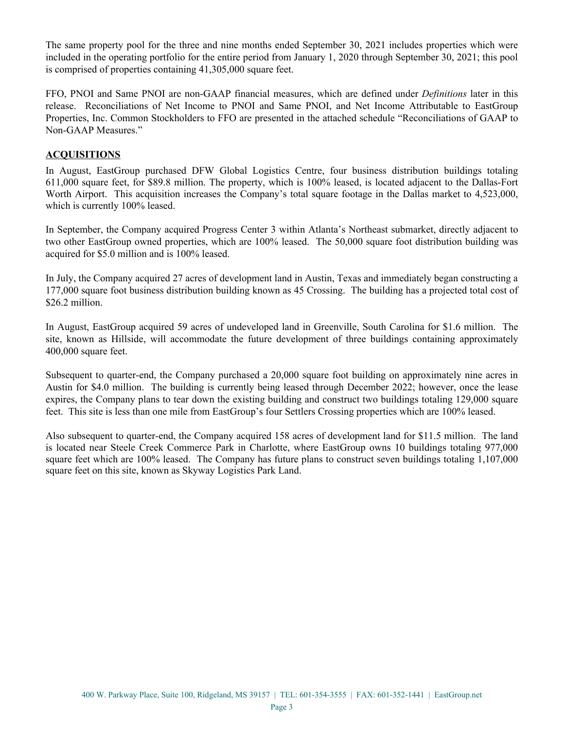The same property pool for the three and nine months ended September 30, 2021 includes properties which were included in the operating portfolio for the entire period from January 1, 2020 through September 30, 2021; this pool is comprised of properties containing 41,305,000 square feet.

FFO, PNOI and Same PNOI are non-GAAP financial measures, which are defined under *Definitions* later in this release. Reconciliations of Net Income to PNOI and Same PNOI, and Net Income Attributable to EastGroup Properties, Inc. Common Stockholders to FFO are presented in the attached schedule "Reconciliations of GAAP to Non-GAAP Measures."

## **ACQUISITIONS**

In August, EastGroup purchased DFW Global Logistics Centre, four business distribution buildings totaling 611,000 square feet, for $89.8 million. The property, which is 100% leased, is located adjacent to the Dallas-Fort Worth Airport. This acquisition increases the Company's total square footage in the Dallas market to 4,523,000, which is currently 100% leased.

In September, the Company acquired Progress Center 3 within Atlanta's Northeast submarket, directly adjacent to two other EastGroup owned properties, which are 100% leased. The 50,000 square foot distribution building was acquired for $5.0 million and is 100% leased.

In July, the Company acquired 27 acres of development land in Austin, Texas and immediately began constructing a 177,000 square foot business distribution building known as 45 Crossing. The building has a projected total cost of $26.2 million.

In August, EastGroup acquired 59 acres of undeveloped land in Greenville, South Carolina for $1.6 million. The site, known as Hillside, will accommodate the future development of three buildings containing approximately 400,000 square feet.

Subsequent to quarter-end, the Company purchased a 20,000 square foot building on approximately nine acres in Austin for $4.0 million. The building is currently being leased through December 2022; however, once the lease expires, the Company plans to tear down the existing building and construct two buildings totaling 129,000 square feet. This site is less than one mile from EastGroup's four Settlers Crossing properties which are 100% leased.

Also subsequent to quarter-end, the Company acquired 158 acres of development land for $11.5 million. The land is located near Steele Creek Commerce Park in Charlotte, where EastGroup owns 10 buildings totaling 977,000 square feet which are 100% leased. The Company has future plans to construct seven buildings totaling 1,107,000 square feet on this site, known as Skyway Logistics Park Land.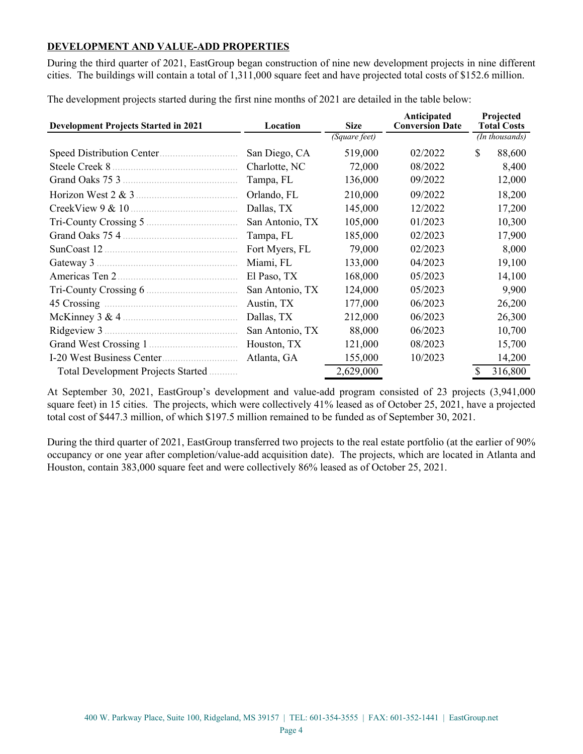## DEVELOPMENT AND VALUE-ADD PROPERTIES

During the third quarter of 2021, EastGroup began construction of nine new development projects in nine different cities. The buildings will contain a total of 1,311,000 square feet and have projected total costs of $152.6 million.

The development projects started during the first nine months of 2021 are detailed in the table below:

| Development Projects Started in 2021 | Location | Size | Anticipated Conversion Date | Projected Total Costs |
|---|---|---|---|---|
| | | *(Square feet)* | | *(In thousands)* |
| Speed Distribution Center | San Diego, CA | 519,000 | 02/2022 | $ 88,600 |
| Steele Creek 8 | Charlotte, NC | 72,000 | 08/2022 | 8,400 |
| Grand Oaks 75 3 | Tampa, FL | 136,000 | 09/2022 | 12,000 |
| Horizon West 2 & 3 | Orlando, FL | 210,000 | 09/2022 | 18,200 |
| CreekView 9 & 10 | Dallas, TX | 145,000 | 12/2022 | 17,200 |
| Tri-County Crossing 5 | San Antonio, TX | 105,000 | 01/2023 | 10,300 |
| Grand Oaks 75 4 | Tampa, FL | 185,000 | 02/2023 | 17,900 |
| SunCoast 12 | Fort Myers, FL | 79,000 | 02/2023 | 8,000 |
| Gateway 3 | Miami, FL | 133,000 | 04/2023 | 19,100 |
| Americas Ten 2 | El Paso, TX | 168,000 | 05/2023 | 14,100 |
| Tri-County Crossing 6 | San Antonio, TX | 124,000 | 05/2023 | 9,900 |
| 45 Crossing | Austin, TX | 177,000 | 06/2023 | 26,200 |
| McKinney 3 & 4 | Dallas, TX | 212,000 | 06/2023 | 26,300 |
| Ridgeview 3 | San Antonio, TX | 88,000 | 06/2023 | 10,700 |
| Grand West Crossing 1 | Houston, TX | 121,000 | 08/2023 | 15,700 |
| I-20 West Business Center | Atlanta, GA | 155,000 | 10/2023 | 14,200 |
| Total Development Projects Started | | 2,629,000 | | $ 316,800 |

At September 30, 2021, EastGroup's development and value-add program consisted of 23 projects (3,941,000 square feet) in 15 cities. The projects, which were collectively 41% leased as of October 25, 2021, have a projected total cost of $447.3 million, of which $197.5 million remained to be funded as of September 30, 2021.

During the third quarter of 2021, EastGroup transferred two projects to the real estate portfolio (at the earlier of 90% occupancy or one year after completion/value-add acquisition date). The projects, which are located in Atlanta and Houston, contain 383,000 square feet and were collectively 86% leased as of October 25, 2021.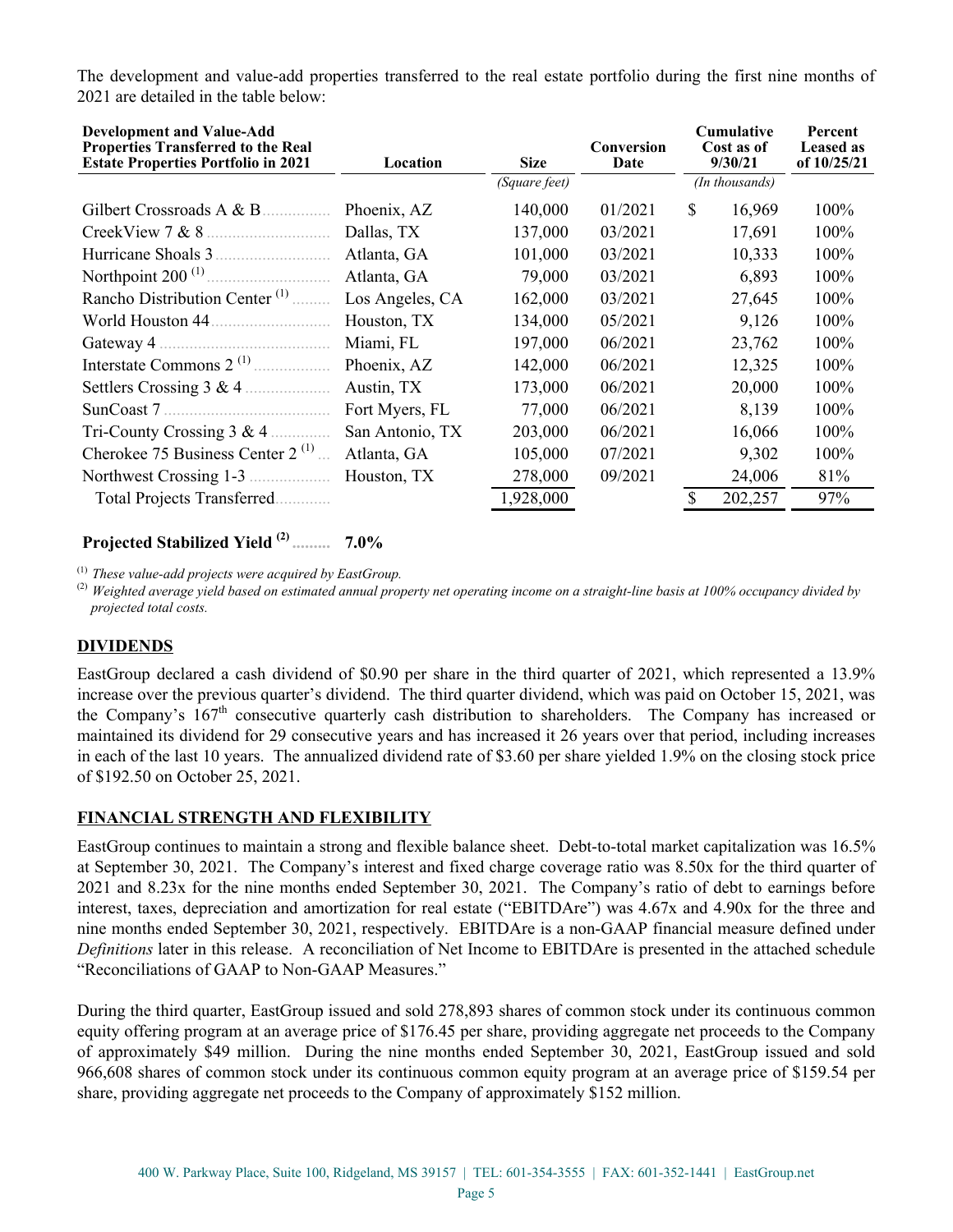The development and value-add properties transferred to the real estate portfolio during the first nine months of 2021 are detailed in the table below:

| Development and Value-Add Properties Transferred to the Real Estate Properties Portfolio in 2021 | Location | Size | Conversion Date | Cumulative Cost as of 9/30/21 | Percent Leased as of 10/25/21 |
|---|---|---|---|---|---|
| | | *(Square feet)* | | *(In thousands)* | |
| Gilbert Crossroads A & B | Phoenix, AZ | 140,000 | 01/2021 | $ 16,969 | 100% |
| CreekView 7 & 8 | Dallas, TX | 137,000 | 03/2021 | 17,691 | 100% |
| Hurricane Shoals 3 | Atlanta, GA | 101,000 | 03/2021 | 10,333 | 100% |
| Northpoint 200 [(1)] | Atlanta, GA | 79,000 | 03/2021 | 6,893 | 100% |
| Rancho Distribution Center [(1)] | Los Angeles, CA | 162,000 | 03/2021 | 27,645 | 100% |
| World Houston 44 | Houston, TX | 134,000 | 05/2021 | 9,126 | 100% |
| Gateway 4 | Miami, FL | 197,000 | 06/2021 | 23,762 | 100% |
| Interstate Commons 2 [(1)] | Phoenix, AZ | 142,000 | 06/2021 | 12,325 | 100% |
| Settlers Crossing 3 & 4 | Austin, TX | 173,000 | 06/2021 | 20,000 | 100% |
| SunCoast 7 | Fort Myers, FL | 77,000 | 06/2021 | 8,139 | 100% |
| Tri-County Crossing 3 & 4 | San Antonio, TX | 203,000 | 06/2021 | 16,066 | 100% |
| Cherokee 75 Business Center 2 [(1)] | Atlanta, GA | 105,000 | 07/2021 | 9,302 | 100% |
| Northwest Crossing 1-3 | Houston, TX | 278,000 | 09/2021 | 24,006 | 81% |
| Total Projects Transferred | | 1,928,000 | | $ 202,257 | 97% |

**Projected Stabilized Yield [(2)] 7.0%**

[(1)] *These value-add projects were acquired by EastGroup.*

[(2)] *Weighted average yield based on estimated annual property net operating income on a straight-line basis at 100% occupancy divided by projected total costs.*

## DIVIDENDS

EastGroup declared a cash dividend of $0.90 per share in the third quarter of 2021, which represented a 13.9% increase over the previous quarter's dividend. The third quarter dividend, which was paid on October 15, 2021, was the Company's 167th consecutive quarterly cash distribution to shareholders. The Company has increased or maintained its dividend for 29 consecutive years and has increased it 26 years over that period, including increases in each of the last 10 years. The annualized dividend rate of $3.60 per share yielded 1.9% on the closing stock price of $192.50 on October 25, 2021.

## FINANCIAL STRENGTH AND FLEXIBILITY

EastGroup continues to maintain a strong and flexible balance sheet. Debt-to-total market capitalization was 16.5% at September 30, 2021. The Company's interest and fixed charge coverage ratio was 8.50x for the third quarter of 2021 and 8.23x for the nine months ended September 30, 2021. The Company's ratio of debt to earnings before interest, taxes, depreciation and amortization for real estate ("EBITDAre") was 4.67x and 4.90x for the three and nine months ended September 30, 2021, respectively. EBITDAre is a non-GAAP financial measure defined under *Definitions* later in this release. A reconciliation of Net Income to EBITDAre is presented in the attached schedule "Reconciliations of GAAP to Non-GAAP Measures."

During the third quarter, EastGroup issued and sold 278,893 shares of common stock under its continuous common equity offering program at an average price of $176.45 per share, providing aggregate net proceeds to the Company of approximately $49 million. During the nine months ended September 30, 2021, EastGroup issued and sold 966,608 shares of common stock under its continuous common equity program at an average price of $159.54 per share, providing aggregate net proceeds to the Company of approximately $152 million.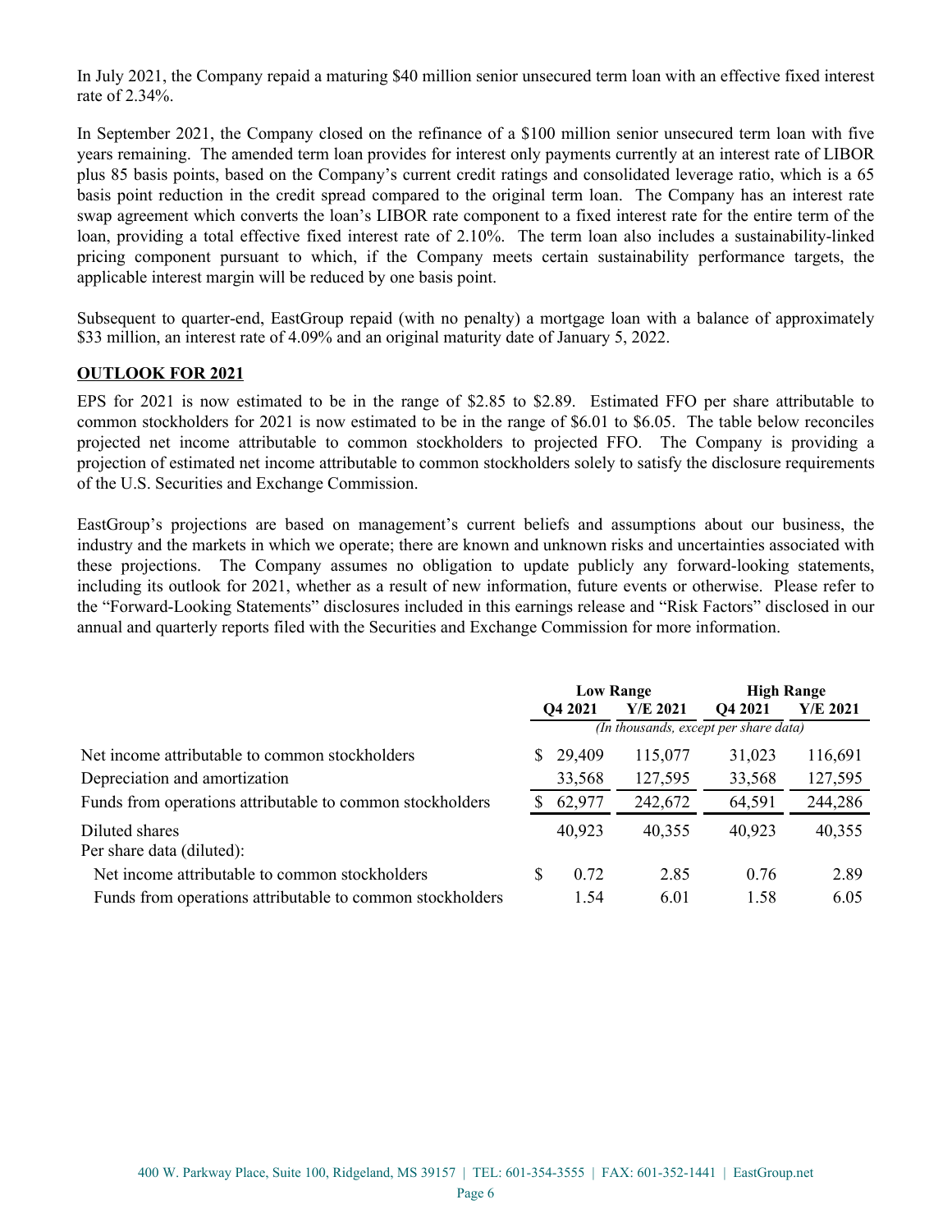In July 2021, the Company repaid a maturing $40 million senior unsecured term loan with an effective fixed interest rate of 2.34%.

In September 2021, the Company closed on the refinance of a $100 million senior unsecured term loan with five years remaining. The amended term loan provides for interest only payments currently at an interest rate of LIBOR plus 85 basis points, based on the Company's current credit ratings and consolidated leverage ratio, which is a 65 basis point reduction in the credit spread compared to the original term loan. The Company has an interest rate swap agreement which converts the loan's LIBOR rate component to a fixed interest rate for the entire term of the loan, providing a total effective fixed interest rate of 2.10%. The term loan also includes a sustainability-linked pricing component pursuant to which, if the Company meets certain sustainability performance targets, the applicable interest margin will be reduced by one basis point.

Subsequent to quarter-end, EastGroup repaid (with no penalty) a mortgage loan with a balance of approximately $33 million, an interest rate of 4.09% and an original maturity date of January 5, 2022.

## OUTLOOK FOR 2021

EPS for 2021 is now estimated to be in the range of $2.85 to $2.89. Estimated FFO per share attributable to common stockholders for 2021 is now estimated to be in the range of $6.01 to $6.05. The table below reconciles projected net income attributable to common stockholders to projected FFO. The Company is providing a projection of estimated net income attributable to common stockholders solely to satisfy the disclosure requirements of the U.S. Securities and Exchange Commission.

EastGroup's projections are based on management's current beliefs and assumptions about our business, the industry and the markets in which we operate; there are known and unknown risks and uncertainties associated with these projections. The Company assumes no obligation to update publicly any forward-looking statements, including its outlook for 2021, whether as a result of new information, future events or otherwise. Please refer to the "Forward-Looking Statements" disclosures included in this earnings release and "Risk Factors" disclosed in our annual and quarterly reports filed with the Securities and Exchange Commission for more information.

| | Low Range | | High Range | |
|---|---|---|---|---|
| | Q4 2021 | Y/E 2021 | Q4 2021 | Y/E 2021 |
| | *(In thousands, except per share data)* | | | |
| Net income attributable to common stockholders | $ 29,409 | 115,077 | 31,023 | 116,691 |
| Depreciation and amortization | 33,568 | 127,595 | 33,568 | 127,595 |
| Funds from operations attributable to common stockholders | $ 62,977 | 242,672 | 64,591 | 244,286 |
| Diluted shares | 40,923 | 40,355 | 40,923 | 40,355 |
| Per share data (diluted): | | | | |
| Net income attributable to common stockholders | $ 0.72 | 2.85 | 0.76 | 2.89 |
| Funds from operations attributable to common stockholders | 1.54 | 6.01 | 1.58 | 6.05 |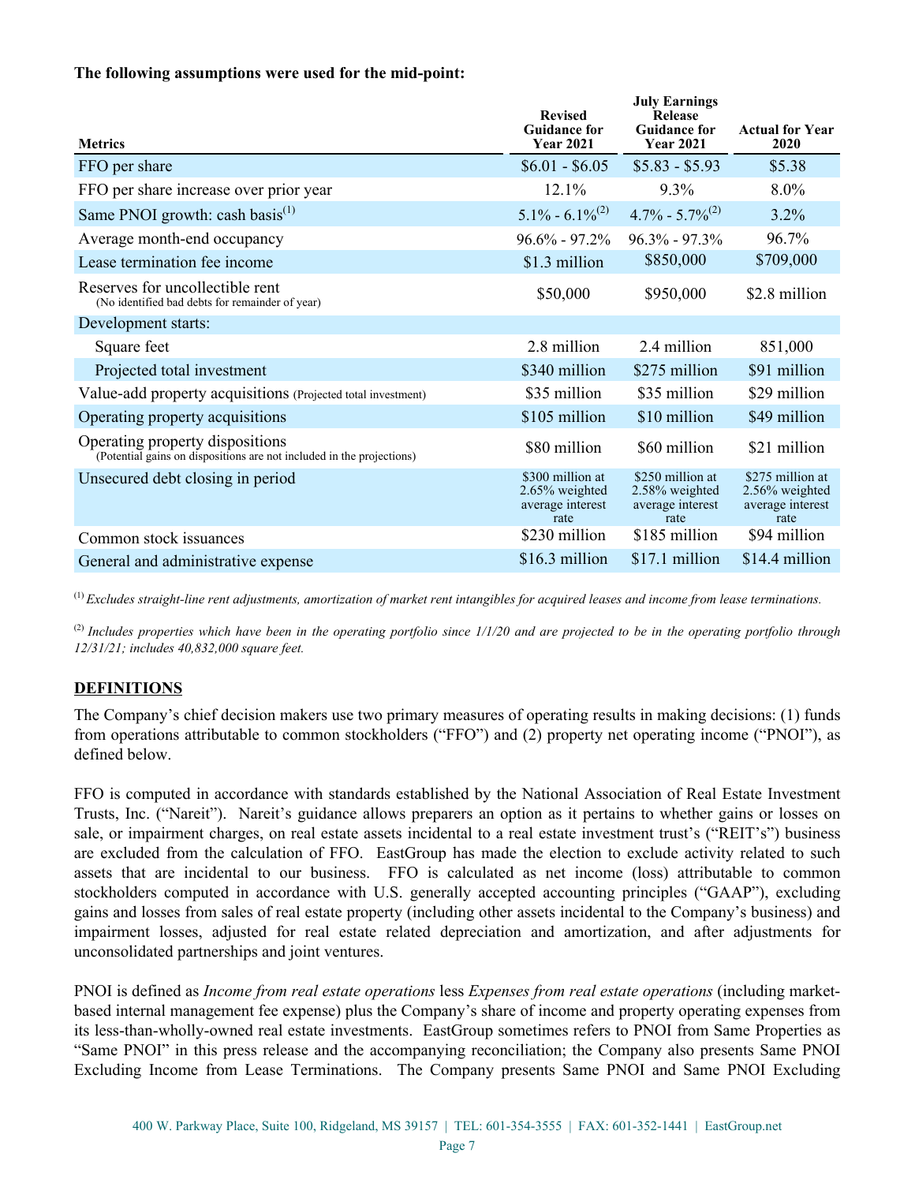**The following assumptions were used for the mid-point:**

| Metrics | Revised Guidance for Year 2021 | July Earnings Release Guidance for Year 2021 | Actual for Year 2020 |
|---|---|---|---|
| FFO per share | \$6.01 - \$6.05 | \$5.83 - \$5.93 | \$5.38 |
| FFO per share increase over prior year | 12.1% | 9.3% | 8.0% |
| Same PNOI growth: cash basis[1] | 5.1% - 6.1%[2] | 4.7% - 5.7%[2] | 3.2% |
| Average month-end occupancy | 96.6% - 97.2% | 96.3% - 97.3% | 96.7% |
| Lease termination fee income | \$1.3 million | \$850,000 | \$709,000 |
| Reserves for uncollectible rent (No identified bad debts for remainder of year) | \$50,000 | \$950,000 | \$2.8 million |
| Development starts: | | | |
| Square feet | 2.8 million | 2.4 million | 851,000 |
| Projected total investment | \$340 million | \$275 million | \$91 million |
| Value-add property acquisitions (Projected total investment) | \$35 million | \$35 million | \$29 million |
| Operating property acquisitions | \$105 million | \$10 million | \$49 million |
| Operating property dispositions (Potential gains on dispositions are not included in the projections) | \$80 million | \$60 million | \$21 million |
| Unsecured debt closing in period | \$300 million at 2.65% weighted average interest rate | \$250 million at 2.58% weighted average interest rate | \$275 million at 2.56% weighted average interest rate |
| Common stock issuances | \$230 million | \$185 million | \$94 million |
| General and administrative expense | \$16.3 million | \$17.1 million | \$14.4 million |

[1] *Excludes straight-line rent adjustments, amortization of market rent intangibles for acquired leases and income from lease terminations.*

[2] *Includes properties which have been in the operating portfolio since 1/1/20 and are projected to be in the operating portfolio through 12/31/21; includes 40,832,000 square feet.*

## DEFINITIONS

The Company's chief decision makers use two primary measures of operating results in making decisions: (1) funds from operations attributable to common stockholders ("FFO") and (2) property net operating income ("PNOI"), as defined below.

FFO is computed in accordance with standards established by the National Association of Real Estate Investment Trusts, Inc. ("Nareit"). Nareit's guidance allows preparers an option as it pertains to whether gains or losses on sale, or impairment charges, on real estate assets incidental to a real estate investment trust's ("REIT's") business are excluded from the calculation of FFO. EastGroup has made the election to exclude activity related to such assets that are incidental to our business. FFO is calculated as net income (loss) attributable to common stockholders computed in accordance with U.S. generally accepted accounting principles ("GAAP"), excluding gains and losses from sales of real estate property (including other assets incidental to the Company's business) and impairment losses, adjusted for real estate related depreciation and amortization, and after adjustments for unconsolidated partnerships and joint ventures.

PNOI is defined as *Income from real estate operations* less *Expenses from real estate operations* (including market-based internal management fee expense) plus the Company's share of income and property operating expenses from its less-than-wholly-owned real estate investments. EastGroup sometimes refers to PNOI from Same Properties as "Same PNOI" in this press release and the accompanying reconciliation; the Company also presents Same PNOI Excluding Income from Lease Terminations. The Company presents Same PNOI and Same PNOI Excluding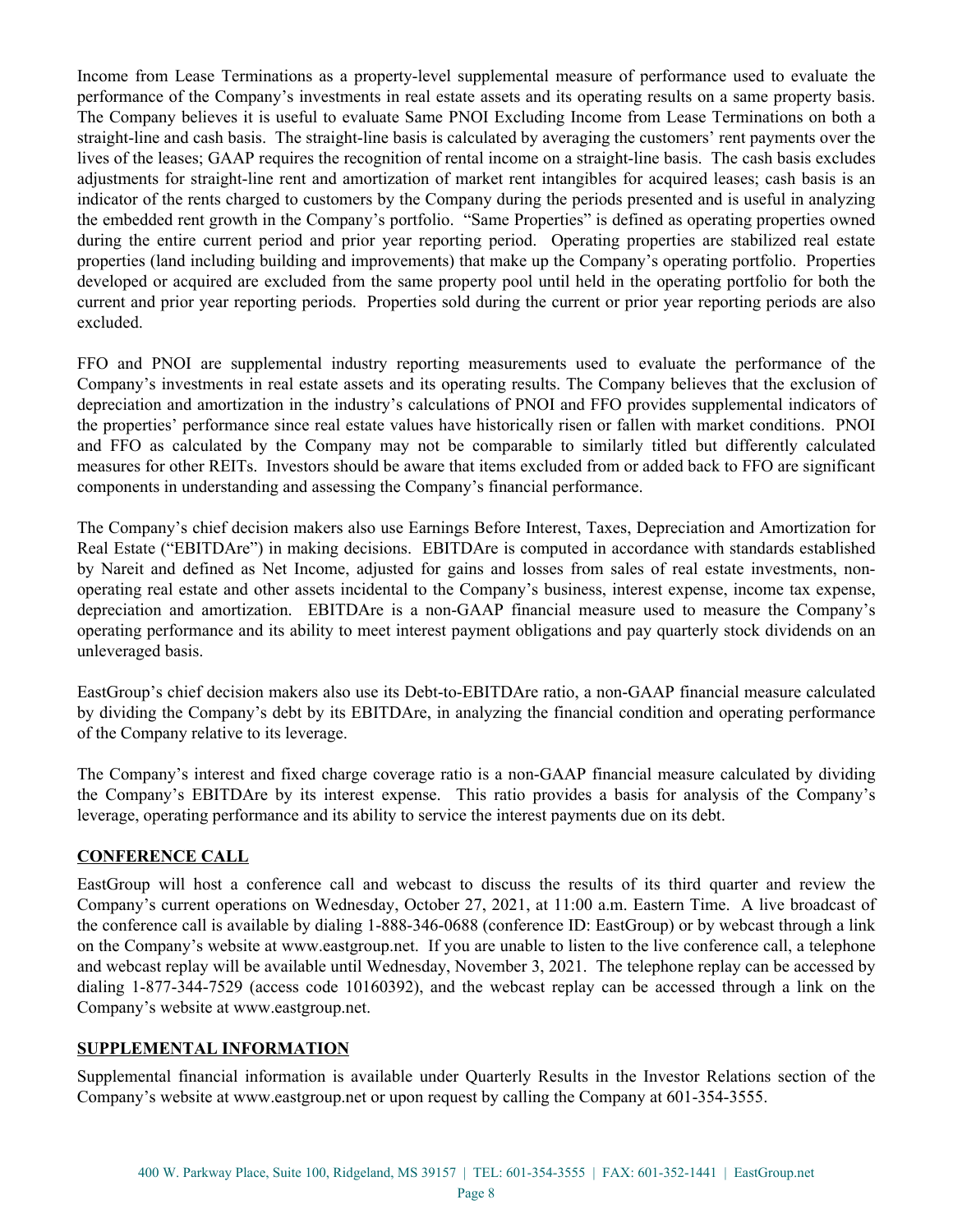Income from Lease Terminations as a property-level supplemental measure of performance used to evaluate the performance of the Company's investments in real estate assets and its operating results on a same property basis. The Company believes it is useful to evaluate Same PNOI Excluding Income from Lease Terminations on both a straight-line and cash basis. The straight-line basis is calculated by averaging the customers' rent payments over the lives of the leases; GAAP requires the recognition of rental income on a straight-line basis. The cash basis excludes adjustments for straight-line rent and amortization of market rent intangibles for acquired leases; cash basis is an indicator of the rents charged to customers by the Company during the periods presented and is useful in analyzing the embedded rent growth in the Company's portfolio. "Same Properties" is defined as operating properties owned during the entire current period and prior year reporting period. Operating properties are stabilized real estate properties (land including building and improvements) that make up the Company's operating portfolio. Properties developed or acquired are excluded from the same property pool until held in the operating portfolio for both the current and prior year reporting periods. Properties sold during the current or prior year reporting periods are also excluded.

FFO and PNOI are supplemental industry reporting measurements used to evaluate the performance of the Company's investments in real estate assets and its operating results. The Company believes that the exclusion of depreciation and amortization in the industry's calculations of PNOI and FFO provides supplemental indicators of the properties' performance since real estate values have historically risen or fallen with market conditions. PNOI and FFO as calculated by the Company may not be comparable to similarly titled but differently calculated measures for other REITs. Investors should be aware that items excluded from or added back to FFO are significant components in understanding and assessing the Company's financial performance.

The Company's chief decision makers also use Earnings Before Interest, Taxes, Depreciation and Amortization for Real Estate ("EBITDAre") in making decisions. EBITDAre is computed in accordance with standards established by Nareit and defined as Net Income, adjusted for gains and losses from sales of real estate investments, non-operating real estate and other assets incidental to the Company's business, interest expense, income tax expense, depreciation and amortization. EBITDAre is a non-GAAP financial measure used to measure the Company's operating performance and its ability to meet interest payment obligations and pay quarterly stock dividends on an unleveraged basis.

EastGroup's chief decision makers also use its Debt-to-EBITDAre ratio, a non-GAAP financial measure calculated by dividing the Company's debt by its EBITDAre, in analyzing the financial condition and operating performance of the Company relative to its leverage.

The Company's interest and fixed charge coverage ratio is a non-GAAP financial measure calculated by dividing the Company's EBITDAre by its interest expense. This ratio provides a basis for analysis of the Company's leverage, operating performance and its ability to service the interest payments due on its debt.

## CONFERENCE CALL

EastGroup will host a conference call and webcast to discuss the results of its third quarter and review the Company's current operations on Wednesday, October 27, 2021, at 11:00 a.m. Eastern Time. A live broadcast of the conference call is available by dialing 1-888-346-0688 (conference ID: EastGroup) or by webcast through a link on the Company's website at www.eastgroup.net. If you are unable to listen to the live conference call, a telephone and webcast replay will be available until Wednesday, November 3, 2021. The telephone replay can be accessed by dialing 1-877-344-7529 (access code 10160392), and the webcast replay can be accessed through a link on the Company's website at www.eastgroup.net.

## SUPPLEMENTAL INFORMATION

Supplemental financial information is available under Quarterly Results in the Investor Relations section of the Company's website at www.eastgroup.net or upon request by calling the Company at 601-354-3555.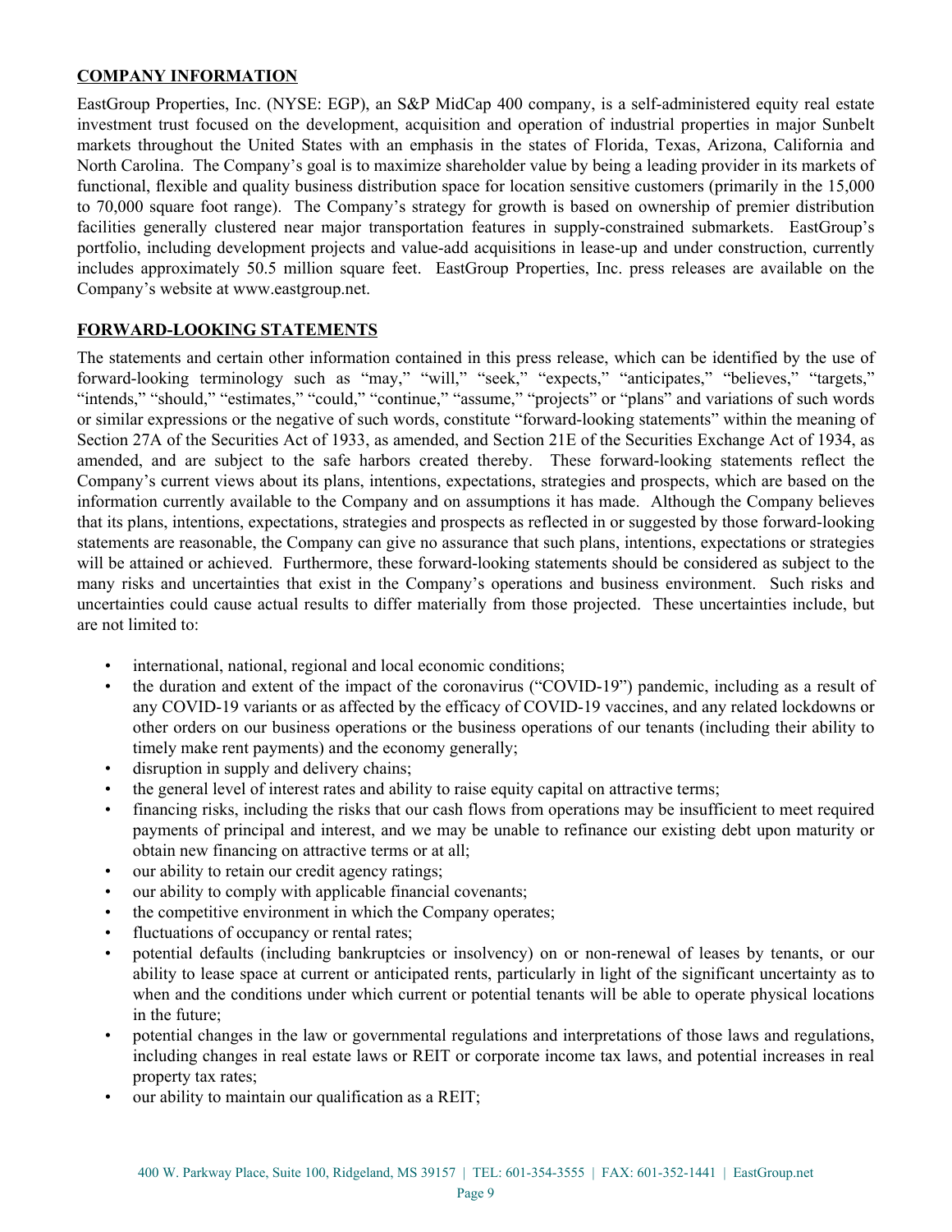## COMPANY INFORMATION

EastGroup Properties, Inc. (NYSE: EGP), an S&P MidCap 400 company, is a self-administered equity real estate investment trust focused on the development, acquisition and operation of industrial properties in major Sunbelt markets throughout the United States with an emphasis in the states of Florida, Texas, Arizona, California and North Carolina. The Company's goal is to maximize shareholder value by being a leading provider in its markets of functional, flexible and quality business distribution space for location sensitive customers (primarily in the 15,000 to 70,000 square foot range). The Company's strategy for growth is based on ownership of premier distribution facilities generally clustered near major transportation features in supply-constrained submarkets. EastGroup's portfolio, including development projects and value-add acquisitions in lease-up and under construction, currently includes approximately 50.5 million square feet. EastGroup Properties, Inc. press releases are available on the Company's website at www.eastgroup.net.

## FORWARD-LOOKING STATEMENTS

The statements and certain other information contained in this press release, which can be identified by the use of forward-looking terminology such as "may," "will," "seek," "expects," "anticipates," "believes," "targets," "intends," "should," "estimates," "could," "continue," "assume," "projects" or "plans" and variations of such words or similar expressions or the negative of such words, constitute "forward-looking statements" within the meaning of Section 27A of the Securities Act of 1933, as amended, and Section 21E of the Securities Exchange Act of 1934, as amended, and are subject to the safe harbors created thereby. These forward-looking statements reflect the Company's current views about its plans, intentions, expectations, strategies and prospects, which are based on the information currently available to the Company and on assumptions it has made. Although the Company believes that its plans, intentions, expectations, strategies and prospects as reflected in or suggested by those forward-looking statements are reasonable, the Company can give no assurance that such plans, intentions, expectations or strategies will be attained or achieved. Furthermore, these forward-looking statements should be considered as subject to the many risks and uncertainties that exist in the Company's operations and business environment. Such risks and uncertainties could cause actual results to differ materially from those projected. These uncertainties include, but are not limited to:

- international, national, regional and local economic conditions;
- the duration and extent of the impact of the coronavirus ("COVID-19") pandemic, including as a result of any COVID-19 variants or as affected by the efficacy of COVID-19 vaccines, and any related lockdowns or other orders on our business operations or the business operations of our tenants (including their ability to timely make rent payments) and the economy generally;
- disruption in supply and delivery chains;
- the general level of interest rates and ability to raise equity capital on attractive terms;
- financing risks, including the risks that our cash flows from operations may be insufficient to meet required payments of principal and interest, and we may be unable to refinance our existing debt upon maturity or obtain new financing on attractive terms or at all;
- our ability to retain our credit agency ratings;
- our ability to comply with applicable financial covenants;
- the competitive environment in which the Company operates;
- fluctuations of occupancy or rental rates;
- potential defaults (including bankruptcies or insolvency) on or non-renewal of leases by tenants, or our ability to lease space at current or anticipated rents, particularly in light of the significant uncertainty as to when and the conditions under which current or potential tenants will be able to operate physical locations in the future;
- potential changes in the law or governmental regulations and interpretations of those laws and regulations, including changes in real estate laws or REIT or corporate income tax laws, and potential increases in real property tax rates;
- our ability to maintain our qualification as a REIT;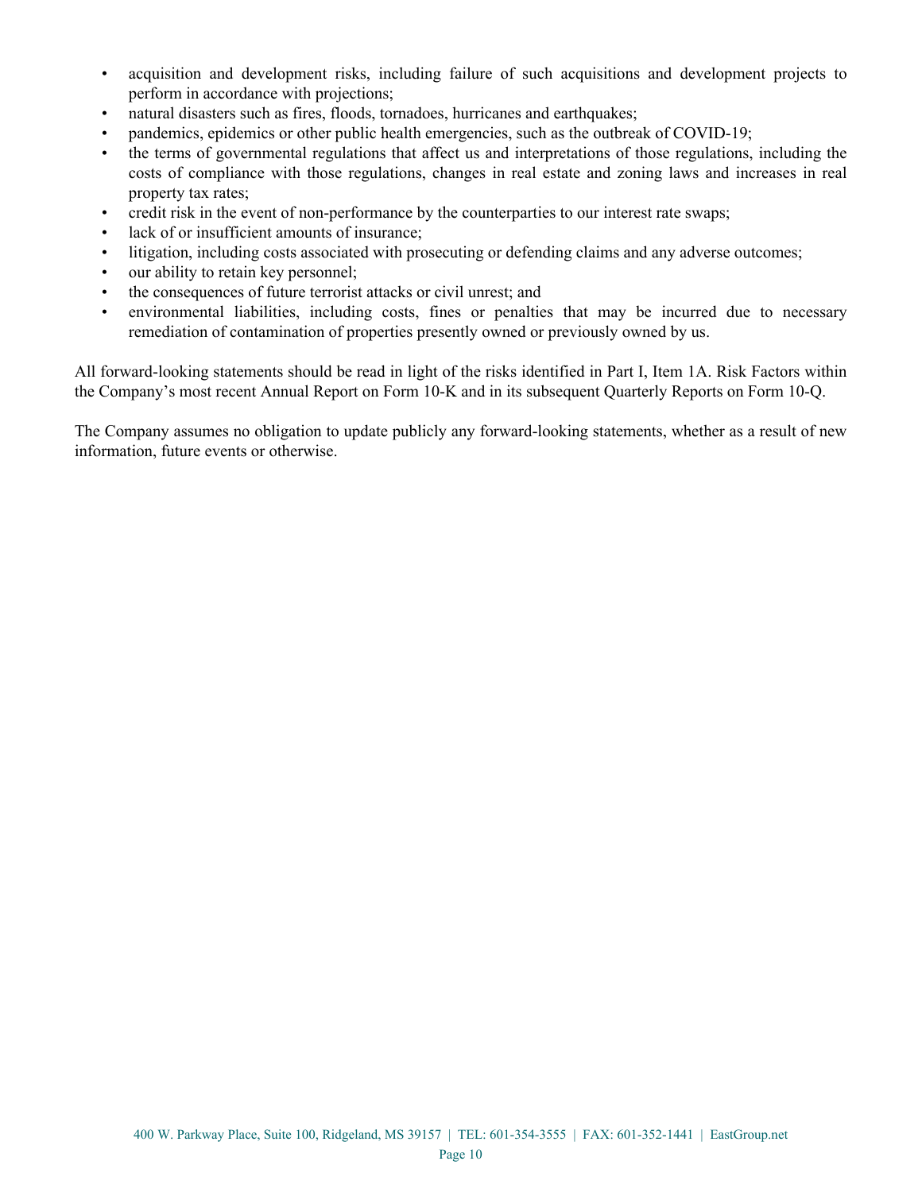- acquisition and development risks, including failure of such acquisitions and development projects to perform in accordance with projections;
- natural disasters such as fires, floods, tornadoes, hurricanes and earthquakes;
- pandemics, epidemics or other public health emergencies, such as the outbreak of COVID-19;
- the terms of governmental regulations that affect us and interpretations of those regulations, including the costs of compliance with those regulations, changes in real estate and zoning laws and increases in real property tax rates;
- credit risk in the event of non-performance by the counterparties to our interest rate swaps;
- lack of or insufficient amounts of insurance;
- litigation, including costs associated with prosecuting or defending claims and any adverse outcomes;
- our ability to retain key personnel;
- the consequences of future terrorist attacks or civil unrest; and
- environmental liabilities, including costs, fines or penalties that may be incurred due to necessary remediation of contamination of properties presently owned or previously owned by us.

All forward-looking statements should be read in light of the risks identified in Part I, Item 1A. Risk Factors within the Company's most recent Annual Report on Form 10-K and in its subsequent Quarterly Reports on Form 10-Q.

The Company assumes no obligation to update publicly any forward-looking statements, whether as a result of new information, future events or otherwise.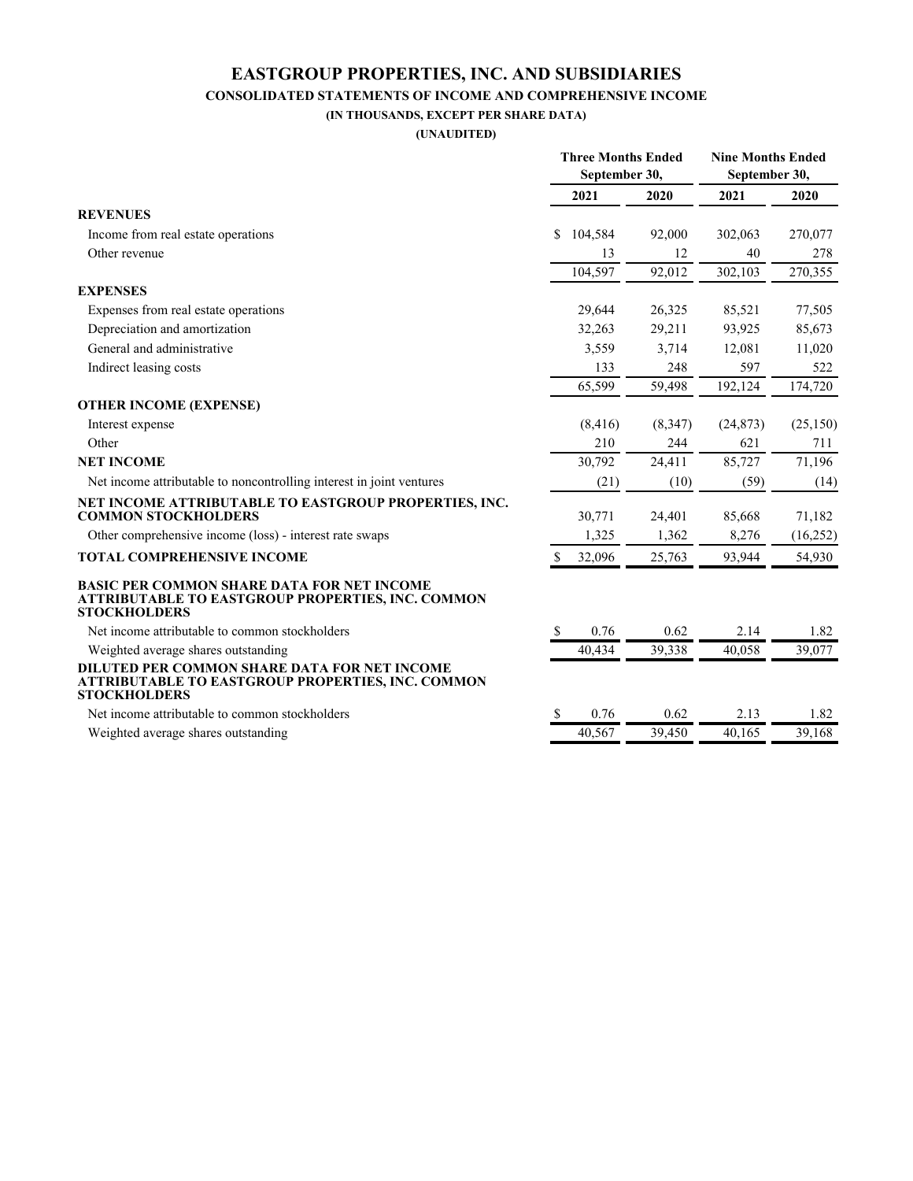# EASTGROUP PROPERTIES, INC. AND SUBSIDIARIES

## CONSOLIDATED STATEMENTS OF INCOME AND COMPREHENSIVE INCOME

**(IN THOUSANDS, EXCEPT PER SHARE DATA)**

**(UNAUDITED)**

| | Three Months Ended September 30, | | Nine Months Ended September 30, | |
|---|---|---|---|---|
| | 2021 | 2020 | 2021 | 2020 |
| **REVENUES** | | | | |
| Income from real estate operations | $ 104,584 | 92,000 | 302,063 | 270,077 |
| Other revenue | 13 | 12 | 40 | 278 |
| | 104,597 | 92,012 | 302,103 | 270,355 |
| **EXPENSES** | | | | |
| Expenses from real estate operations | 29,644 | 26,325 | 85,521 | 77,505 |
| Depreciation and amortization | 32,263 | 29,211 | 93,925 | 85,673 |
| General and administrative | 3,559 | 3,714 | 12,081 | 11,020 |
| Indirect leasing costs | 133 | 248 | 597 | 522 |
| | 65,599 | 59,498 | 192,124 | 174,720 |
| **OTHER INCOME (EXPENSE)** | | | | |
| Interest expense | (8,416) | (8,347) | (24,873) | (25,150) |
| Other | 210 | 244 | 621 | 711 |
| **NET INCOME** | 30,792 | 24,411 | 85,727 | 71,196 |
| Net income attributable to noncontrolling interest in joint ventures | (21) | (10) | (59) | (14) |
| **NET INCOME ATTRIBUTABLE TO EASTGROUP PROPERTIES, INC. COMMON STOCKHOLDERS** | 30,771 | 24,401 | 85,668 | 71,182 |
| Other comprehensive income (loss) - interest rate swaps | 1,325 | 1,362 | 8,276 | (16,252) |
| **TOTAL COMPREHENSIVE INCOME** | $ 32,096 | 25,763 | 93,944 | 54,930 |
| **BASIC PER COMMON SHARE DATA FOR NET INCOME ATTRIBUTABLE TO EASTGROUP PROPERTIES, INC. COMMON STOCKHOLDERS** | | | | |
| Net income attributable to common stockholders | $ 0.76 | 0.62 | 2.14 | 1.82 |
| Weighted average shares outstanding | 40,434 | 39,338 | 40,058 | 39,077 |
| **DILUTED PER COMMON SHARE DATA FOR NET INCOME ATTRIBUTABLE TO EASTGROUP PROPERTIES, INC. COMMON STOCKHOLDERS** | | | | |
| Net income attributable to common stockholders | $ 0.76 | 0.62 | 2.13 | 1.82 |
| Weighted average shares outstanding | 40,567 | 39,450 | 40,165 | 39,168 |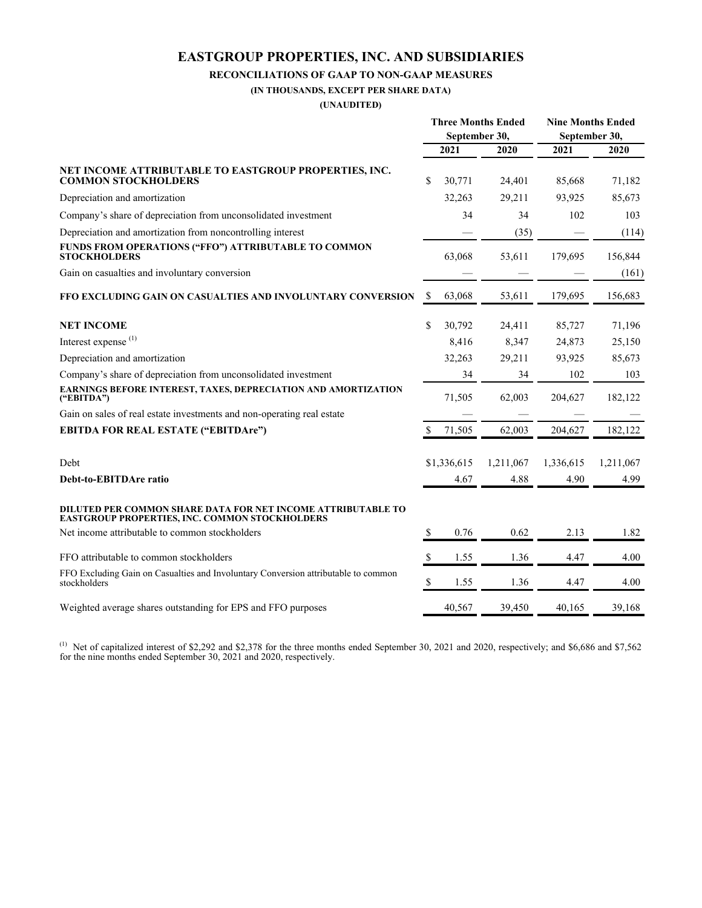# EASTGROUP PROPERTIES, INC. AND SUBSIDIARIES

**RECONCILIATIONS OF GAAP TO NON-GAAP MEASURES**

**(IN THOUSANDS, EXCEPT PER SHARE DATA)**

**(UNAUDITED)**

| | Three Months Ended September 30, | | Nine Months Ended September 30, | |
|---|---|---|---|---|
| | 2021 | 2020 | 2021 | 2020 |
| **NET INCOME ATTRIBUTABLE TO EASTGROUP PROPERTIES, INC. COMMON STOCKHOLDERS** | $ 30,771 | 24,401 | 85,668 | 71,182 |
| Depreciation and amortization | 32,263 | 29,211 | 93,925 | 85,673 |
| Company's share of depreciation from unconsolidated investment | 34 | 34 | 102 | 103 |
| Depreciation and amortization from noncontrolling interest | — | (35) | — | (114) |
| **FUNDS FROM OPERATIONS ("FFO") ATTRIBUTABLE TO COMMON STOCKHOLDERS** | 63,068 | 53,611 | 179,695 | 156,844 |
| Gain on casualties and involuntary conversion | — | — | — | (161) |
| **FFO EXCLUDING GAIN ON CASUALTIES AND INVOLUNTARY CONVERSION** | $ 63,068 | 53,611 | 179,695 | 156,683 |
| | | | | |
| **NET INCOME** | $ 30,792 | 24,411 | 85,727 | 71,196 |
| Interest expense [(1)] | 8,416 | 8,347 | 24,873 | 25,150 |
| Depreciation and amortization | 32,263 | 29,211 | 93,925 | 85,673 |
| Company's share of depreciation from unconsolidated investment | 34 | 34 | 102 | 103 |
| **EARNINGS BEFORE INTEREST, TAXES, DEPRECIATION AND AMORTIZATION ("EBITDA")** | 71,505 | 62,003 | 204,627 | 182,122 |
| Gain on sales of real estate investments and non-operating real estate | — | — | — | — |
| **EBITDA FOR REAL ESTATE ("EBITDAre")** | $ 71,505 | 62,003 | 204,627 | 182,122 |
| | | | | |
| Debt | $1,336,615 | 1,211,067 | 1,336,615 | 1,211,067 |
| **Debt-to-EBITDAre ratio** | 4.67 | 4.88 | 4.90 | 4.99 |
| | | | | |
| **DILUTED PER COMMON SHARE DATA FOR NET INCOME ATTRIBUTABLE TO EASTGROUP PROPERTIES, INC. COMMON STOCKHOLDERS** | | | | |
| Net income attributable to common stockholders | $ 0.76 | 0.62 | 2.13 | 1.82 |
| FFO attributable to common stockholders | $ 1.55 | 1.36 | 4.47 | 4.00 |
| FFO Excluding Gain on Casualties and Involuntary Conversion attributable to common stockholders | $ 1.55 | 1.36 | 4.47 | 4.00 |
| Weighted average shares outstanding for EPS and FFO purposes | 40,567 | 39,450 | 40,165 | 39,168 |

(1) Net of capitalized interest of $2,292 and $2,378 for the three months ended September 30, 2021 and 2020, respectively; and $6,686 and $7,562 for the nine months ended September 30, 2021 and 2020, respectively.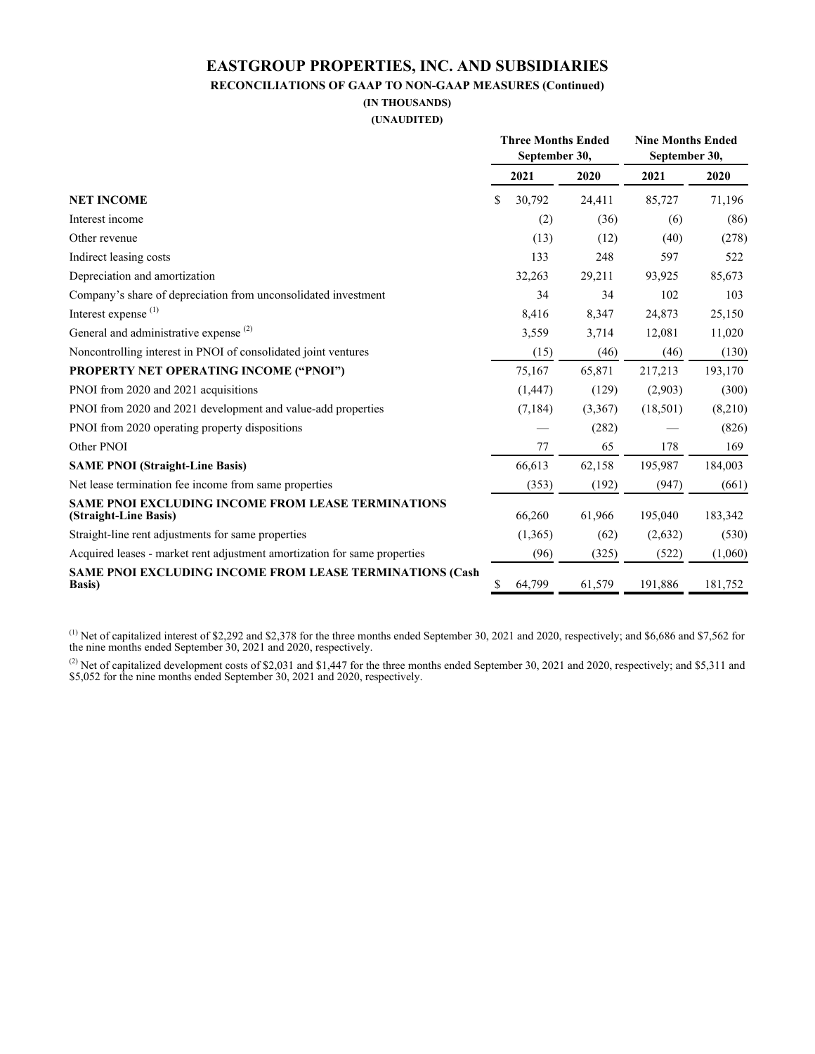# EASTGROUP PROPERTIES, INC. AND SUBSIDIARIES

**RECONCILIATIONS OF GAAP TO NON-GAAP MEASURES (Continued)**

**(IN THOUSANDS)**

**(UNAUDITED)**

| | Three Months Ended September 30, | | Nine Months Ended September 30, | |
|---|---|---|---|---|
| | 2021 | 2020 | 2021 | 2020 |
| **NET INCOME** | $ 30,792 | 24,411 | 85,727 | 71,196 |
| Interest income | (2) | (36) | (6) | (86) |
| Other revenue | (13) | (12) | (40) | (278) |
| Indirect leasing costs | 133 | 248 | 597 | 522 |
| Depreciation and amortization | 32,263 | 29,211 | 93,925 | 85,673 |
| Company's share of depreciation from unconsolidated investment | 34 | 34 | 102 | 103 |
| Interest expense [(1)] | 8,416 | 8,347 | 24,873 | 25,150 |
| General and administrative expense [(2)] | 3,559 | 3,714 | 12,081 | 11,020 |
| Noncontrolling interest in PNOI of consolidated joint ventures | (15) | (46) | (46) | (130) |
| **PROPERTY NET OPERATING INCOME ("PNOI")** | 75,167 | 65,871 | 217,213 | 193,170 |
| PNOI from 2020 and 2021 acquisitions | (1,447) | (129) | (2,903) | (300) |
| PNOI from 2020 and 2021 development and value-add properties | (7,184) | (3,367) | (18,501) | (8,210) |
| PNOI from 2020 operating property dispositions | — | (282) | — | (826) |
| Other PNOI | 77 | 65 | 178 | 169 |
| **SAME PNOI (Straight-Line Basis)** | 66,613 | 62,158 | 195,987 | 184,003 |
| Net lease termination fee income from same properties | (353) | (192) | (947) | (661) |
| **SAME PNOI EXCLUDING INCOME FROM LEASE TERMINATIONS (Straight-Line Basis)** | 66,260 | 61,966 | 195,040 | 183,342 |
| Straight-line rent adjustments for same properties | (1,365) | (62) | (2,632) | (530) |
| Acquired leases - market rent adjustment amortization for same properties | (96) | (325) | (522) | (1,060) |
| **SAME PNOI EXCLUDING INCOME FROM LEASE TERMINATIONS (Cash Basis)** | $ 64,799 | 61,579 | 191,886 | 181,752 |

[(1)] Net of capitalized interest of $2,292 and $2,378 for the three months ended September 30, 2021 and 2020, respectively; and $6,686 and $7,562 for the nine months ended September 30, 2021 and 2020, respectively.

[(2)] Net of capitalized development costs of $2,031 and $1,447 for the three months ended September 30, 2021 and 2020, respectively; and $5,311 and $5,052 for the nine months ended September 30, 2021 and 2020, respectively.